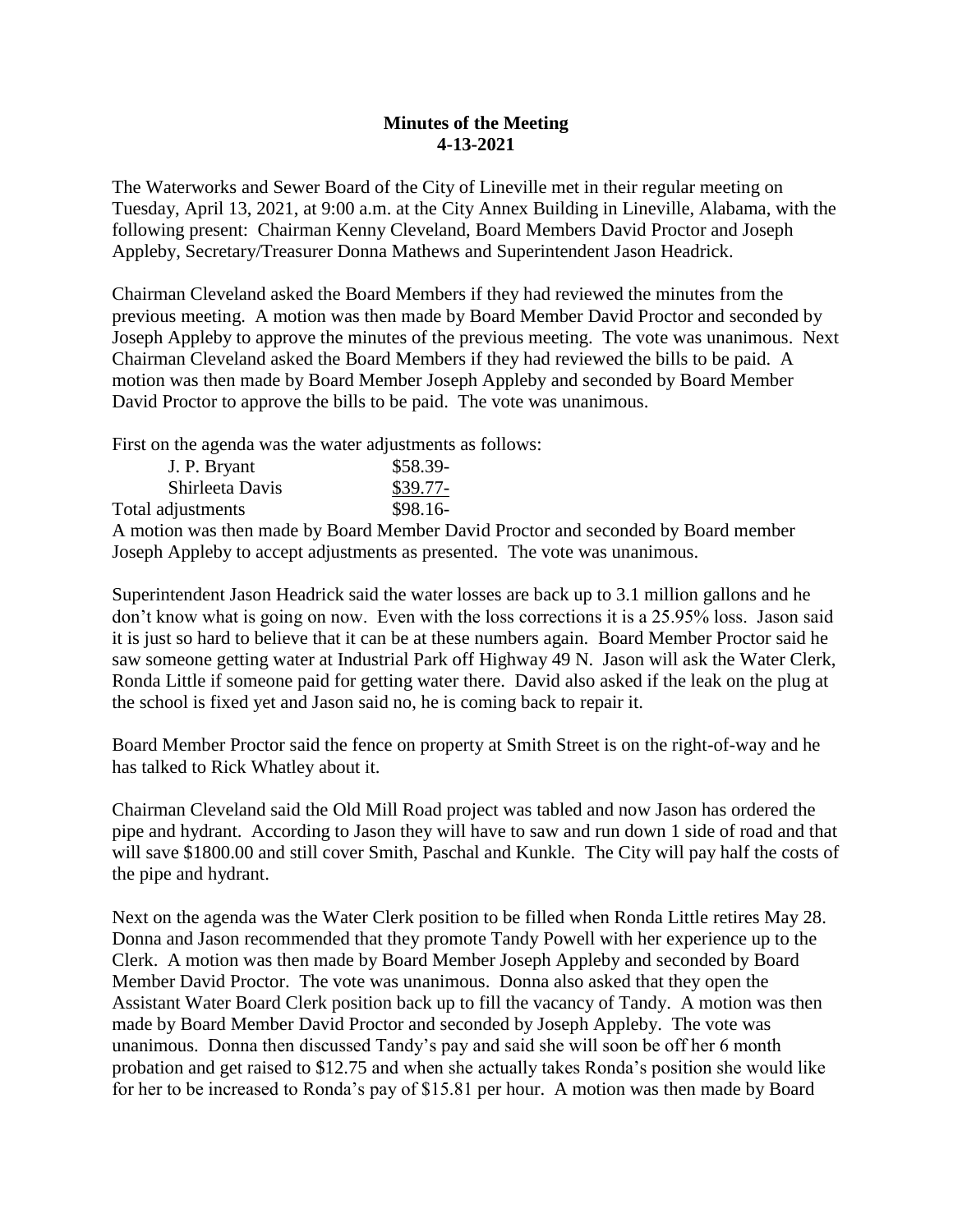**Minutes of the Meeting**
**4-13-2021**

The Waterworks and Sewer Board of the City of Lineville met in their regular meeting on Tuesday, April 13, 2021, at 9:00 a.m. at the City Annex Building in Lineville, Alabama, with the following present: Chairman Kenny Cleveland, Board Members David Proctor and Joseph Appleby, Secretary/Treasurer Donna Mathews and Superintendent Jason Headrick.

Chairman Cleveland asked the Board Members if they had reviewed the minutes from the previous meeting. A motion was then made by Board Member David Proctor and seconded by Joseph Appleby to approve the minutes of the previous meeting. The vote was unanimous. Next Chairman Cleveland asked the Board Members if they had reviewed the bills to be paid. A motion was then made by Board Member Joseph Appleby and seconded by Board Member David Proctor to approve the bills to be paid. The vote was unanimous.

First on the agenda was the water adjustments as follows:

| | |
|---|---|
| J. P. Bryant | $58.39- |
| Shirleeta Davis | $39.77- |
| Total adjustments | $98.16- |

A motion was then made by Board Member David Proctor and seconded by Board member Joseph Appleby to accept adjustments as presented. The vote was unanimous.

Superintendent Jason Headrick said the water losses are back up to 3.1 million gallons and he don't know what is going on now. Even with the loss corrections it is a 25.95% loss. Jason said it is just so hard to believe that it can be at these numbers again. Board Member Proctor said he saw someone getting water at Industrial Park off Highway 49 N. Jason will ask the Water Clerk, Ronda Little if someone paid for getting water there. David also asked if the leak on the plug at the school is fixed yet and Jason said no, he is coming back to repair it.

Board Member Proctor said the fence on property at Smith Street is on the right-of-way and he has talked to Rick Whatley about it.

Chairman Cleveland said the Old Mill Road project was tabled and now Jason has ordered the pipe and hydrant. According to Jason they will have to saw and run down 1 side of road and that will save $1800.00 and still cover Smith, Paschal and Kunkle. The City will pay half the costs of the pipe and hydrant.

Next on the agenda was the Water Clerk position to be filled when Ronda Little retires May 28. Donna and Jason recommended that they promote Tandy Powell with her experience up to the Clerk. A motion was then made by Board Member Joseph Appleby and seconded by Board Member David Proctor. The vote was unanimous. Donna also asked that they open the Assistant Water Board Clerk position back up to fill the vacancy of Tandy. A motion was then made by Board Member David Proctor and seconded by Joseph Appleby. The vote was unanimous. Donna then discussed Tandy's pay and said she will soon be off her 6 month probation and get raised to $12.75 and when she actually takes Ronda's position she would like for her to be increased to Ronda's pay of $15.81 per hour. A motion was then made by Board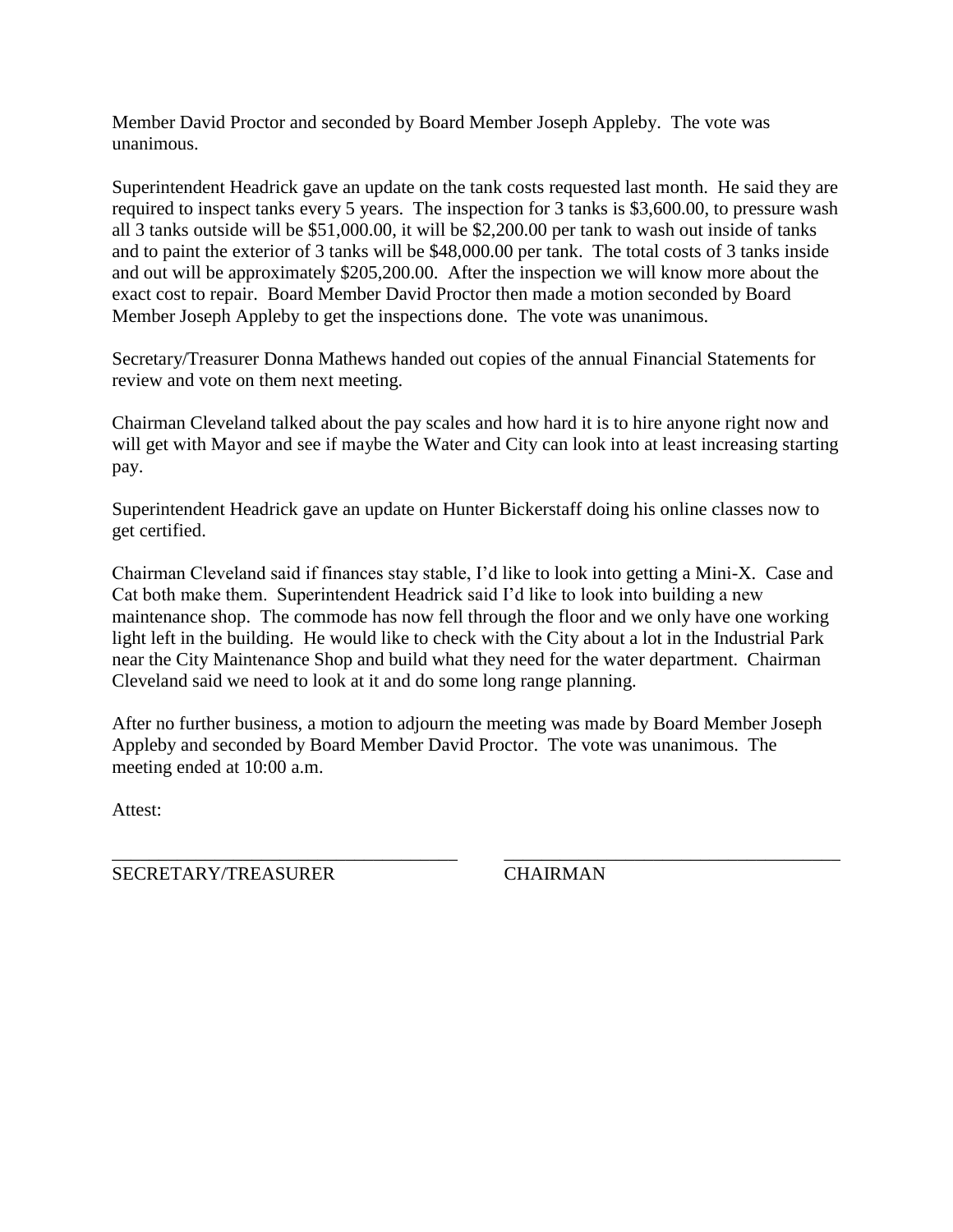Member David Proctor and seconded by Board Member Joseph Appleby. The vote was unanimous.

Superintendent Headrick gave an update on the tank costs requested last month. He said they are required to inspect tanks every 5 years. The inspection for 3 tanks is $3,600.00, to pressure wash all 3 tanks outside will be $51,000.00, it will be $2,200.00 per tank to wash out inside of tanks and to paint the exterior of 3 tanks will be $48,000.00 per tank. The total costs of 3 tanks inside and out will be approximately $205,200.00. After the inspection we will know more about the exact cost to repair. Board Member David Proctor then made a motion seconded by Board Member Joseph Appleby to get the inspections done. The vote was unanimous.

Secretary/Treasurer Donna Mathews handed out copies of the annual Financial Statements for review and vote on them next meeting.

Chairman Cleveland talked about the pay scales and how hard it is to hire anyone right now and will get with Mayor and see if maybe the Water and City can look into at least increasing starting pay.

Superintendent Headrick gave an update on Hunter Bickerstaff doing his online classes now to get certified.

Chairman Cleveland said if finances stay stable, I'd like to look into getting a Mini-X. Case and Cat both make them. Superintendent Headrick said I'd like to look into building a new maintenance shop. The commode has now fell through the floor and we only have one working light left in the building. He would like to check with the City about a lot in the Industrial Park near the City Maintenance Shop and build what they need for the water department. Chairman Cleveland said we need to look at it and do some long range planning.

After no further business, a motion to adjourn the meeting was made by Board Member Joseph Appleby and seconded by Board Member David Proctor. The vote was unanimous. The meeting ended at 10:00 a.m.

Attest:

\_\_\_\_\_\_\_\_\_\_\_\_\_\_\_\_\_\_\_\_\_\_\_\_\_\_\_\_\_\_\_\_\_\_\_\_ \_\_\_\_\_\_\_\_\_\_\_\_\_\_\_\_\_\_\_\_\_\_\_\_\_\_\_\_\_\_\_\_\_\_\_\_

SECRETARY/TREASURER CHAIRMAN